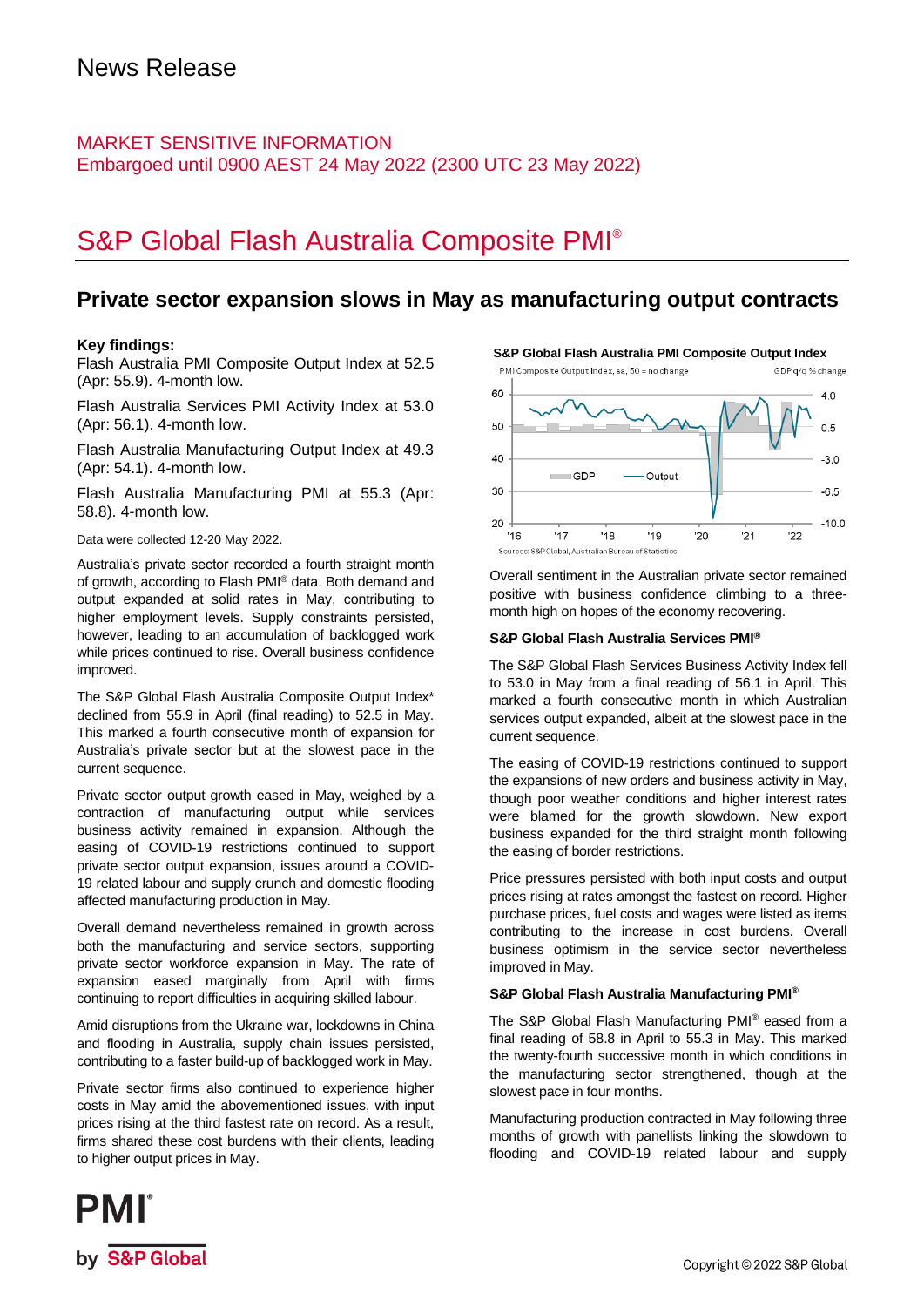# News Release

MARKET SENSITIVE INFORMATION
Embargoed until 0900 AEST 24 May 2022 (2300 UTC 23 May 2022)

# S&P Global Flash Australia Composite PMI®

## Private sector expansion slows in May as manufacturing output contracts

**Key findings:**

Flash Australia PMI Composite Output Index at 52.5 (Apr: 55.9). 4-month low.

Flash Australia Services PMI Activity Index at 53.0 (Apr: 56.1). 4-month low.

Flash Australia Manufacturing Output Index at 49.3 (Apr: 54.1). 4-month low.

Flash Australia Manufacturing PMI at 55.3 (Apr: 58.8). 4-month low.

Data were collected 12-20 May 2022.

Australia's private sector recorded a fourth straight month of growth, according to Flash PMI® data. Both demand and output expanded at solid rates in May, contributing to higher employment levels. Supply constraints persisted, however, leading to an accumulation of backlogged work while prices continued to rise. Overall business confidence improved.

The S&P Global Flash Australia Composite Output Index* declined from 55.9 in April (final reading) to 52.5 in May. This marked a fourth consecutive month of expansion for Australia's private sector but at the slowest pace in the current sequence.

Private sector output growth eased in May, weighed by a contraction of manufacturing output while services business activity remained in expansion. Although the easing of COVID-19 restrictions continued to support private sector output expansion, issues around a COVID-19 related labour and supply crunch and domestic flooding affected manufacturing production in May.

Overall demand nevertheless remained in growth across both the manufacturing and service sectors, supporting private sector workforce expansion in May. The rate of expansion eased marginally from April with firms continuing to report difficulties in acquiring skilled labour.

Amid disruptions from the Ukraine war, lockdowns in China and flooding in Australia, supply chain issues persisted, contributing to a faster build-up of backlogged work in May.

Private sector firms also continued to experience higher costs in May amid the abovementioned issues, with input prices rising at the third fastest rate on record. As a result, firms shared these cost burdens with their clients, leading to higher output prices in May.

**S&P Global Flash Australia PMI Composite Output Index**

PMI Composite Output Index, sa, 50 = no change / GDP q/q % change

Sources: S&P Global, Australian Bureau of Statistics

Overall sentiment in the Australian private sector remained positive with business confidence climbing to a three-month high on hopes of the economy recovering.

### S&P Global Flash Australia Services PMI®

The S&P Global Flash Services Business Activity Index fell to 53.0 in May from a final reading of 56.1 in April. This marked a fourth consecutive month in which Australian services output expanded, albeit at the slowest pace in the current sequence.

The easing of COVID-19 restrictions continued to support the expansions of new orders and business activity in May, though poor weather conditions and higher interest rates were blamed for the growth slowdown. New export business expanded for the third straight month following the easing of border restrictions.

Price pressures persisted with both input costs and output prices rising at rates amongst the fastest on record. Higher purchase prices, fuel costs and wages were listed as items contributing to the increase in cost burdens. Overall business optimism in the service sector nevertheless improved in May.

### S&P Global Flash Australia Manufacturing PMI®

The S&P Global Flash Manufacturing PMI® eased from a final reading of 58.8 in April to 55.3 in May. This marked the twenty-fourth successive month in which conditions in the manufacturing sector strengthened, though at the slowest pace in four months.

Manufacturing production contracted in May following three months of growth with panellists linking the slowdown to flooding and COVID-19 related labour and supply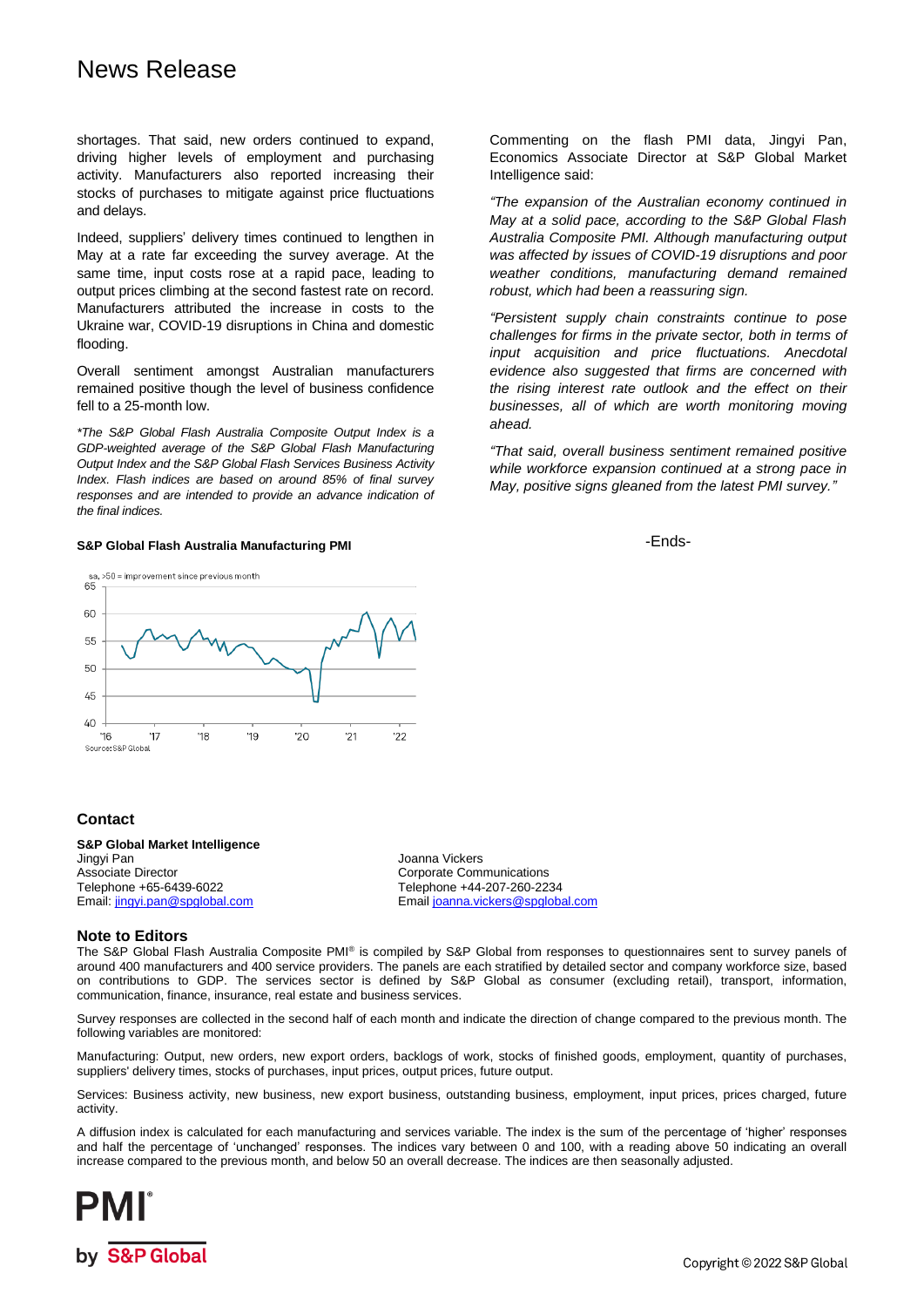shortages. That said, new orders continued to expand, driving higher levels of employment and purchasing activity. Manufacturers also reported increasing their stocks of purchases to mitigate against price fluctuations and delays.

Indeed, suppliers' delivery times continued to lengthen in May at a rate far exceeding the survey average. At the same time, input costs rose at a rapid pace, leading to output prices climbing at the second fastest rate on record. Manufacturers attributed the increase in costs to the Ukraine war, COVID-19 disruptions in China and domestic flooding.

Overall sentiment amongst Australian manufacturers remained positive though the level of business confidence fell to a 25-month low.

*\*The S&P Global Flash Australia Composite Output Index is a GDP-weighted average of the S&P Global Flash Manufacturing Output Index and the S&P Global Flash Services Business Activity Index. Flash indices are based on around 85% of final survey responses and are intended to provide an advance indication of the final indices.*

**S&P Global Flash Australia Manufacturing PMI**

sa, >50 = improvement since previous month

Source: S&P Global

Commenting on the flash PMI data, Jingyi Pan, Economics Associate Director at S&P Global Market Intelligence said:

*"The expansion of the Australian economy continued in May at a solid pace, according to the S&P Global Flash Australia Composite PMI. Although manufacturing output was affected by issues of COVID-19 disruptions and poor weather conditions, manufacturing demand remained robust, which had been a reassuring sign.*

*"Persistent supply chain constraints continue to pose challenges for firms in the private sector, both in terms of input acquisition and price fluctuations. Anecdotal evidence also suggested that firms are concerned with the rising interest rate outlook and the effect on their businesses, all of which are worth monitoring moving ahead.*

*"That said, overall business sentiment remained positive while workforce expansion continued at a strong pace in May, positive signs gleaned from the latest PMI survey."*

-Ends-

## Contact

**S&P Global Market Intelligence**
Jingyi Pan
Associate Director
Telephone +65-6439-6022
Email: jingyi.pan@spglobal.com

Joanna Vickers
Corporate Communications
Telephone +44-207-260-2234
Email joanna.vickers@spglobal.com

## Note to Editors

The S&P Global Flash Australia Composite PMI® is compiled by S&P Global from responses to questionnaires sent to survey panels of around 400 manufacturers and 400 service providers. The panels are each stratified by detailed sector and company workforce size, based on contributions to GDP. The services sector is defined by S&P Global as consumer (excluding retail), transport, information, communication, finance, insurance, real estate and business services.

Survey responses are collected in the second half of each month and indicate the direction of change compared to the previous month. The following variables are monitored:

Manufacturing: Output, new orders, new export orders, backlogs of work, stocks of finished goods, employment, quantity of purchases, suppliers' delivery times, stocks of purchases, input prices, output prices, future output.

Services: Business activity, new business, new export business, outstanding business, employment, input prices, prices charged, future activity.

A diffusion index is calculated for each manufacturing and services variable. The index is the sum of the percentage of 'higher' responses and half the percentage of 'unchanged' responses. The indices vary between 0 and 100, with a reading above 50 indicating an overall increase compared to the previous month, and below 50 an overall decrease. The indices are then seasonally adjusted.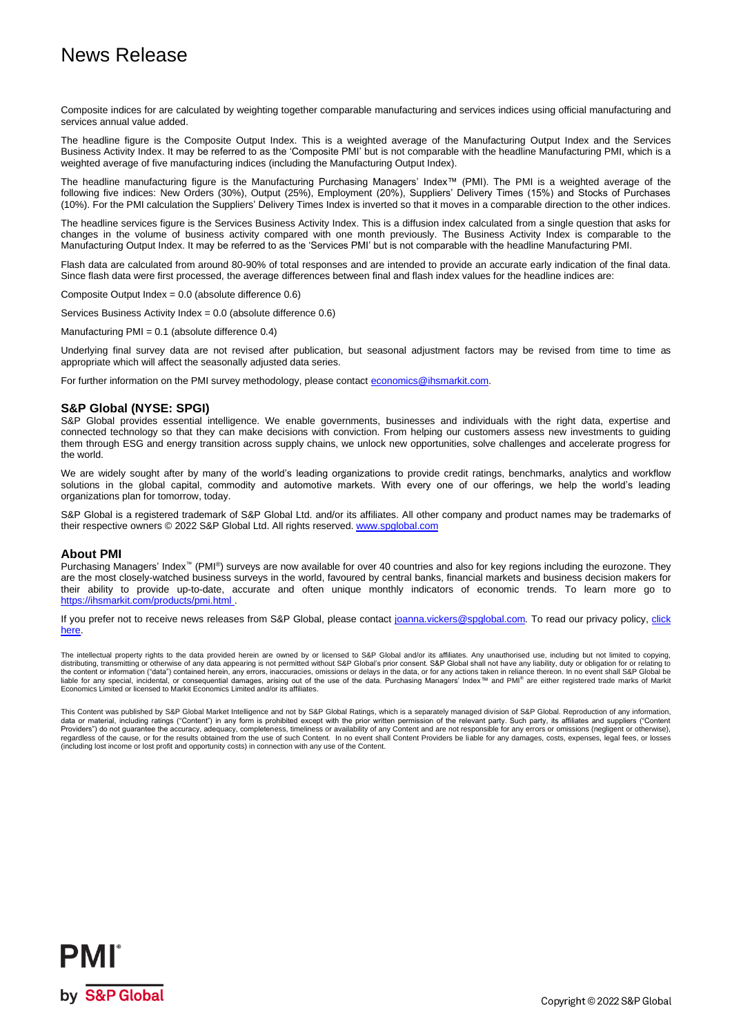Composite indices for are calculated by weighting together comparable manufacturing and services indices using official manufacturing and services annual value added.

The headline figure is the Composite Output Index. This is a weighted average of the Manufacturing Output Index and the Services Business Activity Index. It may be referred to as the 'Composite PMI' but is not comparable with the headline Manufacturing PMI, which is a weighted average of five manufacturing indices (including the Manufacturing Output Index).

The headline manufacturing figure is the Manufacturing Purchasing Managers' Index™ (PMI). The PMI is a weighted average of the following five indices: New Orders (30%), Output (25%), Employment (20%), Suppliers' Delivery Times (15%) and Stocks of Purchases (10%). For the PMI calculation the Suppliers' Delivery Times Index is inverted so that it moves in a comparable direction to the other indices.

The headline services figure is the Services Business Activity Index. This is a diffusion index calculated from a single question that asks for changes in the volume of business activity compared with one month previously. The Business Activity Index is comparable to the Manufacturing Output Index. It may be referred to as the 'Services PMI' but is not comparable with the headline Manufacturing PMI.

Flash data are calculated from around 80-90% of total responses and are intended to provide an accurate early indication of the final data. Since flash data were first processed, the average differences between final and flash index values for the headline indices are:

Composite Output Index = 0.0 (absolute difference 0.6)

Services Business Activity Index = 0.0 (absolute difference 0.6)

Manufacturing PMI = 0.1 (absolute difference 0.4)

Underlying final survey data are not revised after publication, but seasonal adjustment factors may be revised from time to time as appropriate which will affect the seasonally adjusted data series.

For further information on the PMI survey methodology, please contact economics@ihsmarkit.com.

## S&P Global (NYSE: SPGI)

S&P Global provides essential intelligence. We enable governments, businesses and individuals with the right data, expertise and connected technology so that they can make decisions with conviction. From helping our customers assess new investments to guiding them through ESG and energy transition across supply chains, we unlock new opportunities, solve challenges and accelerate progress for the world.

We are widely sought after by many of the world's leading organizations to provide credit ratings, benchmarks, analytics and workflow solutions in the global capital, commodity and automotive markets. With every one of our offerings, we help the world's leading organizations plan for tomorrow, today.

S&P Global is a registered trademark of S&P Global Ltd. and/or its affiliates. All other company and product names may be trademarks of their respective owners © 2022 S&P Global Ltd. All rights reserved. www.spglobal.com

## About PMI

Purchasing Managers' Index™ (PMI®) surveys are now available for over 40 countries and also for key regions including the eurozone. They are the most closely-watched business surveys in the world, favoured by central banks, financial markets and business decision makers for their ability to provide up-to-date, accurate and often unique monthly indicators of economic trends. To learn more go to https://ihsmarkit.com/products/pmi.html .

If you prefer not to receive news releases from S&P Global, please contact joanna.vickers@spglobal.com. To read our privacy policy, click here.

The intellectual property rights to the data provided herein are owned by or licensed to S&P Global and/or its affiliates. Any unauthorised use, including but not limited to copying, distributing, transmitting or otherwise of any data appearing is not permitted without S&P Global's prior consent. S&P Global shall not have any liability, duty or obligation for or relating to the content or information ("data") contained herein, any errors, inaccuracies, omissions or delays in the data, or for any actions taken in reliance thereon. In no event shall S&P Global be liable for any special, incidental, or consequential damages, arising out of the use of the data. Purchasing Managers' Index™ and PMI® are either registered trade marks of Markit Economics Limited or licensed to Markit Economics Limited and/or its affiliates.

This Content was published by S&P Global Market Intelligence and not by S&P Global Ratings, which is a separately managed division of S&P Global. Reproduction of any information, data or material, including ratings ("Content") in any form is prohibited except with the prior written permission of the relevant party. Such party, its affiliates and suppliers ("Content Providers") do not guarantee the accuracy, adequacy, completeness, timeliness or availability of any Content and are not responsible for any errors or omissions (negligent or otherwise), regardless of the cause, or for the results obtained from the use of such Content. In no event shall Content Providers be liable for any damages, costs, expenses, legal fees, or losses (including lost income or lost profit and opportunity costs) in connection with any use of the Content.